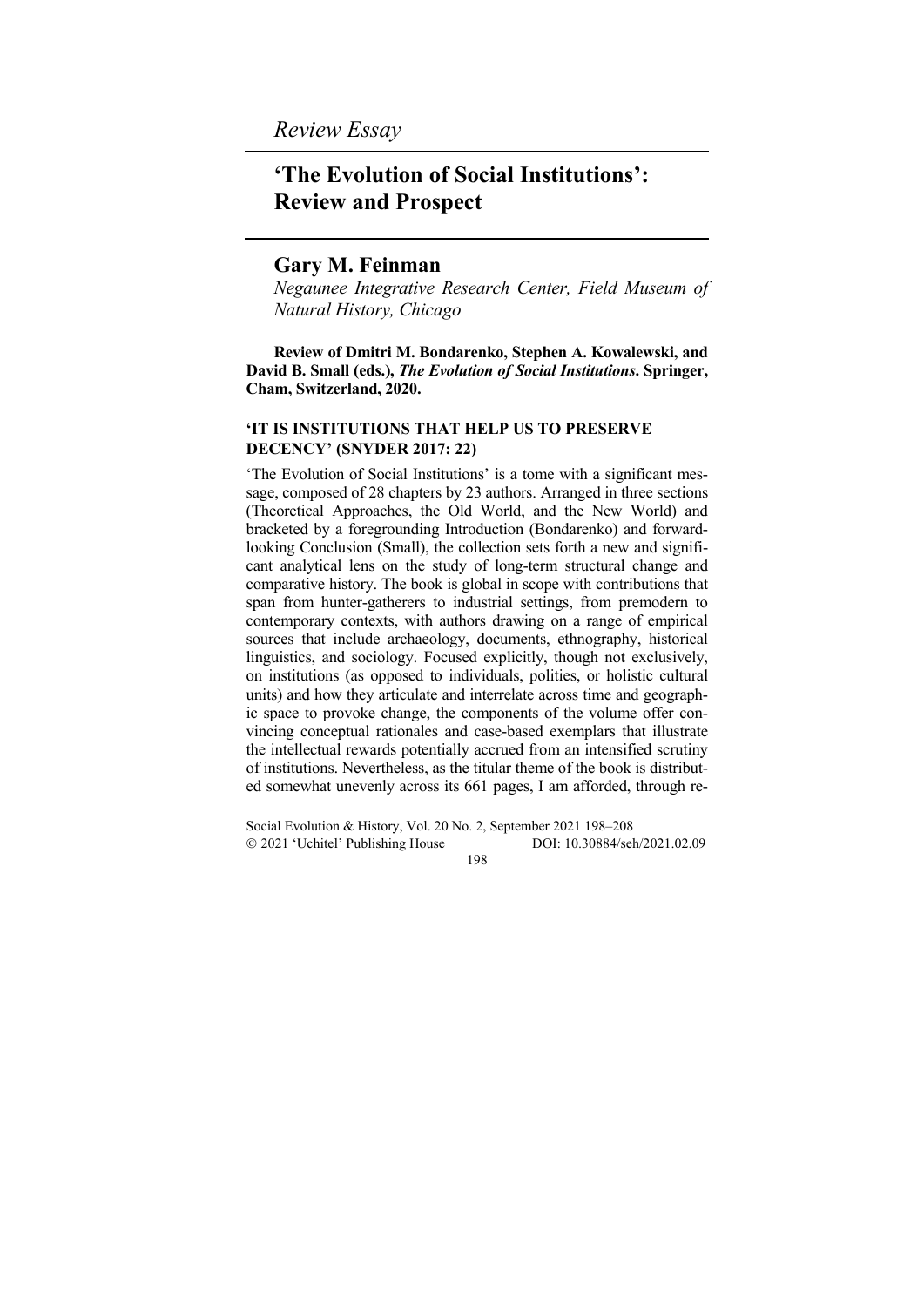*Review Essay*

# 'The Evolution of Social Institutions': Review and Prospect

## Gary M. Feinman

*Negaunee Integrative Research Center, Field Museum of Natural History, Chicago*

**Review of Dmitri M. Bondarenko, Stephen A. Kowalewski, and David B. Small (eds.), *The Evolution of Social Institutions*. Springer, Cham, Switzerland, 2020.**

### 'IT IS INSTITUTIONS THAT HELP US TO PRESERVE DECENCY' (SNYDER 2017: 22)

'The Evolution of Social Institutions' is a tome with a significant message, composed of 28 chapters by 23 authors. Arranged in three sections (Theoretical Approaches, the Old World, and the New World) and bracketed by a foregrounding Introduction (Bondarenko) and forward-looking Conclusion (Small), the collection sets forth a new and significant analytical lens on the study of long-term structural change and comparative history. The book is global in scope with contributions that span from hunter-gatherers to industrial settings, from premodern to contemporary contexts, with authors drawing on a range of empirical sources that include archaeology, documents, ethnography, historical linguistics, and sociology. Focused explicitly, though not exclusively, on institutions (as opposed to individuals, polities, or holistic cultural units) and how they articulate and interrelate across time and geographic space to provoke change, the components of the volume offer convincing conceptual rationales and case-based exemplars that illustrate the intellectual rewards potentially accrued from an intensified scrutiny of institutions. Nevertheless, as the titular theme of the book is distributed somewhat unevenly across its 661 pages, I am afforded, through re-

Social Evolution & History, Vol. 20 No. 2, September 2021 198–208
© 2021 'Uchitel' Publishing House DOI: 10.30884/seh/2021.02.09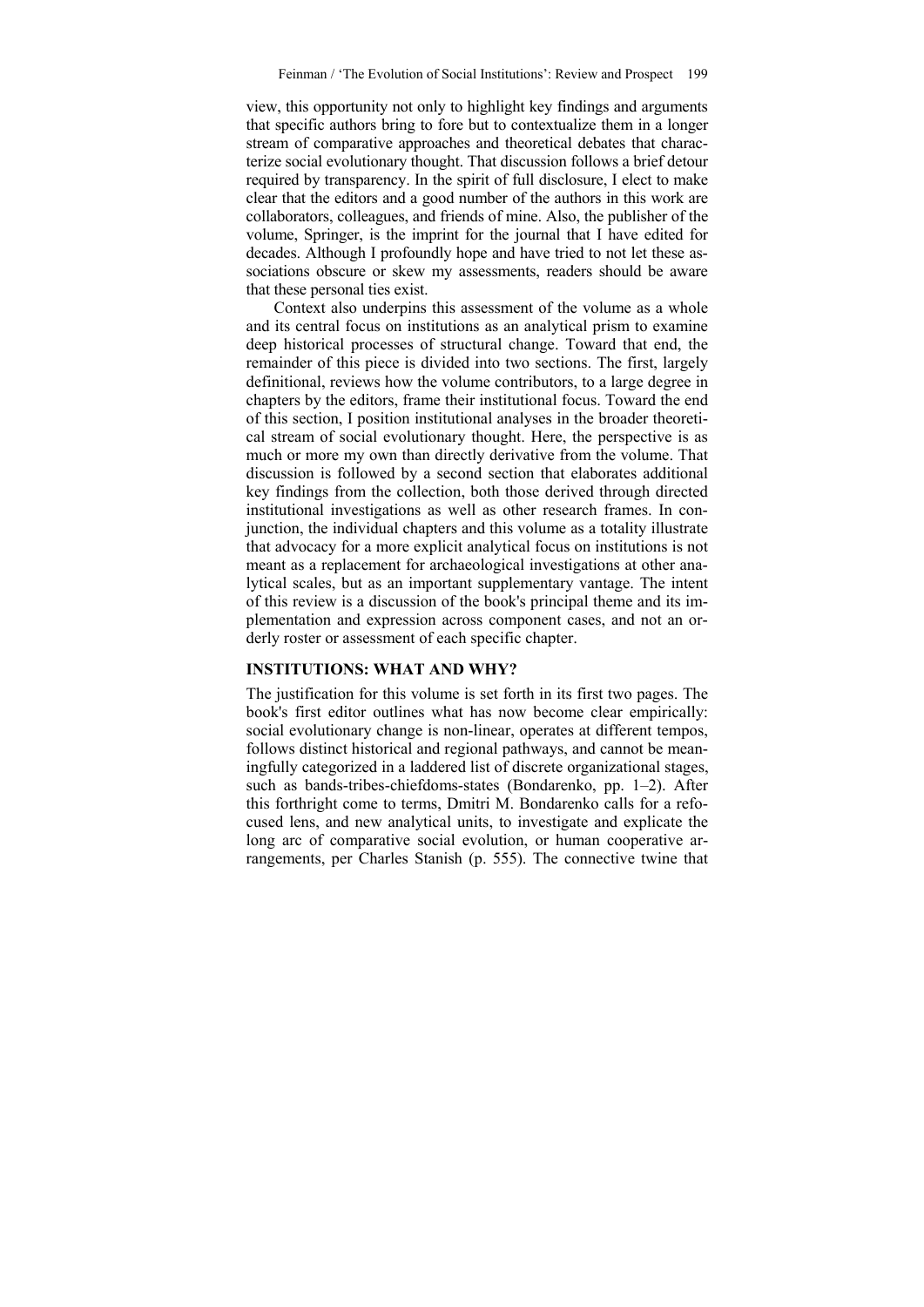view, this opportunity not only to highlight key findings and arguments that specific authors bring to fore but to contextualize them in a longer stream of comparative approaches and theoretical debates that characterize social evolutionary thought. That discussion follows a brief detour required by transparency. In the spirit of full disclosure, I elect to make clear that the editors and a good number of the authors in this work are collaborators, colleagues, and friends of mine. Also, the publisher of the volume, Springer, is the imprint for the journal that I have edited for decades. Although I profoundly hope and have tried to not let these associations obscure or skew my assessments, readers should be aware that these personal ties exist.

Context also underpins this assessment of the volume as a whole and its central focus on institutions as an analytical prism to examine deep historical processes of structural change. Toward that end, the remainder of this piece is divided into two sections. The first, largely definitional, reviews how the volume contributors, to a large degree in chapters by the editors, frame their institutional focus. Toward the end of this section, I position institutional analyses in the broader theoretical stream of social evolutionary thought. Here, the perspective is as much or more my own than directly derivative from the volume. That discussion is followed by a second section that elaborates additional key findings from the collection, both those derived through directed institutional investigations as well as other research frames. In conjunction, the individual chapters and this volume as a totality illustrate that advocacy for a more explicit analytical focus on institutions is not meant as a replacement for archaeological investigations at other analytical scales, but as an important supplementary vantage. The intent of this review is a discussion of the book's principal theme and its implementation and expression across component cases, and not an orderly roster or assessment of each specific chapter.

## INSTITUTIONS: WHAT AND WHY?

The justification for this volume is set forth in its first two pages. The book's first editor outlines what has now become clear empirically: social evolutionary change is non-linear, operates at different tempos, follows distinct historical and regional pathways, and cannot be meaningfully categorized in a laddered list of discrete organizational stages, such as bands-tribes-chiefdoms-states (Bondarenko, pp. 1–2). After this forthright come to terms, Dmitri M. Bondarenko calls for a refocused lens, and new analytical units, to investigate and explicate the long arc of comparative social evolution, or human cooperative arrangements, per Charles Stanish (p. 555). The connective twine that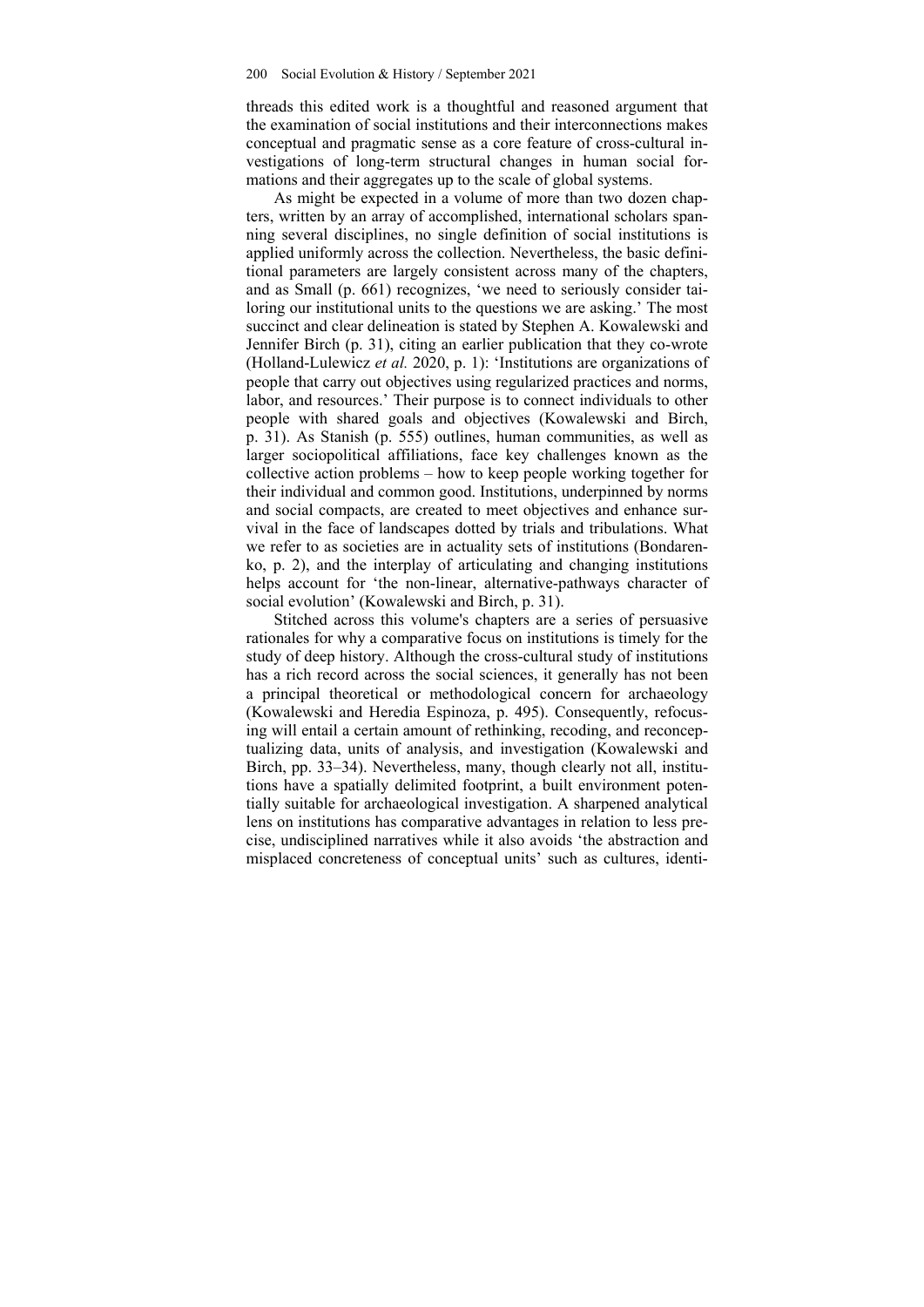threads this edited work is a thoughtful and reasoned argument that the examination of social institutions and their interconnections makes conceptual and pragmatic sense as a core feature of cross-cultural investigations of long-term structural changes in human social formations and their aggregates up to the scale of global systems.

As might be expected in a volume of more than two dozen chapters, written by an array of accomplished, international scholars spanning several disciplines, no single definition of social institutions is applied uniformly across the collection. Nevertheless, the basic definitional parameters are largely consistent across many of the chapters, and as Small (p. 661) recognizes, 'we need to seriously consider tailoring our institutional units to the questions we are asking.' The most succinct and clear delineation is stated by Stephen A. Kowalewski and Jennifer Birch (p. 31), citing an earlier publication that they co-wrote (Holland-Lulewicz *et al.* 2020, p. 1): 'Institutions are organizations of people that carry out objectives using regularized practices and norms, labor, and resources.' Their purpose is to connect individuals to other people with shared goals and objectives (Kowalewski and Birch, p. 31). As Stanish (p. 555) outlines, human communities, as well as larger sociopolitical affiliations, face key challenges known as the collective action problems – how to keep people working together for their individual and common good. Institutions, underpinned by norms and social compacts, are created to meet objectives and enhance survival in the face of landscapes dotted by trials and tribulations. What we refer to as societies are in actuality sets of institutions (Bondarenko, p. 2), and the interplay of articulating and changing institutions helps account for 'the non-linear, alternative-pathways character of social evolution' (Kowalewski and Birch, p. 31).

Stitched across this volume's chapters are a series of persuasive rationales for why a comparative focus on institutions is timely for the study of deep history. Although the cross-cultural study of institutions has a rich record across the social sciences, it generally has not been a principal theoretical or methodological concern for archaeology (Kowalewski and Heredia Espinoza, p. 495). Consequently, refocusing will entail a certain amount of rethinking, recoding, and reconceptualizing data, units of analysis, and investigation (Kowalewski and Birch, pp. 33–34). Nevertheless, many, though clearly not all, institutions have a spatially delimited footprint, a built environment potentially suitable for archaeological investigation. A sharpened analytical lens on institutions has comparative advantages in relation to less precise, undisciplined narratives while it also avoids 'the abstraction and misplaced concreteness of conceptual units' such as cultures, identi-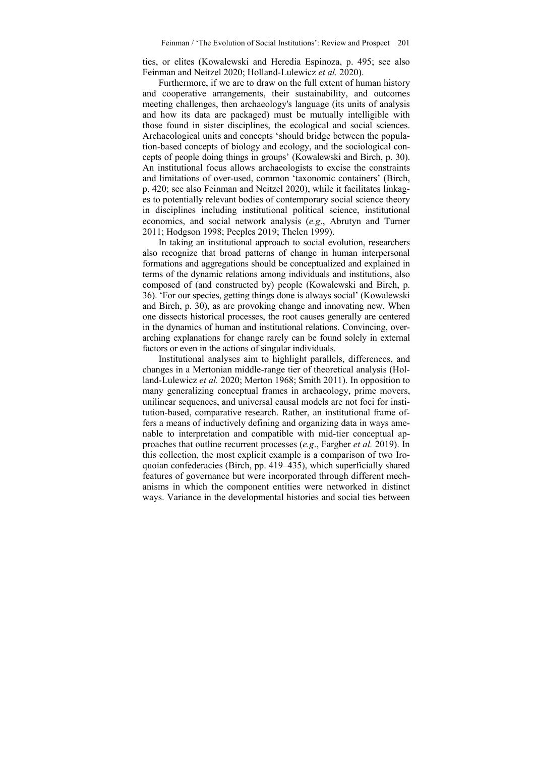ties, or elites (Kowalewski and Heredia Espinoza, p. 495; see also Feinman and Neitzel 2020; Holland-Lulewicz *et al.* 2020).

Furthermore, if we are to draw on the full extent of human history and cooperative arrangements, their sustainability, and outcomes meeting challenges, then archaeology's language (its units of analysis and how its data are packaged) must be mutually intelligible with those found in sister disciplines, the ecological and social sciences. Archaeological units and concepts 'should bridge between the population-based concepts of biology and ecology, and the sociological concepts of people doing things in groups' (Kowalewski and Birch, p. 30). An institutional focus allows archaeologists to excise the constraints and limitations of over-used, common 'taxonomic containers' (Birch, p. 420; see also Feinman and Neitzel 2020), while it facilitates linkages to potentially relevant bodies of contemporary social science theory in disciplines including institutional political science, institutional economics, and social network analysis (*e.g*., Abrutyn and Turner 2011; Hodgson 1998; Peeples 2019; Thelen 1999).

In taking an institutional approach to social evolution, researchers also recognize that broad patterns of change in human interpersonal formations and aggregations should be conceptualized and explained in terms of the dynamic relations among individuals and institutions, also composed of (and constructed by) people (Kowalewski and Birch, p. 36). 'For our species, getting things done is always social' (Kowalewski and Birch, p. 30), as are provoking change and innovating new. When one dissects historical processes, the root causes generally are centered in the dynamics of human and institutional relations. Convincing, overarching explanations for change rarely can be found solely in external factors or even in the actions of singular individuals.

Institutional analyses aim to highlight parallels, differences, and changes in a Mertonian middle-range tier of theoretical analysis (Holland-Lulewicz *et al.* 2020; Merton 1968; Smith 2011). In opposition to many generalizing conceptual frames in archaeology, prime movers, unilinear sequences, and universal causal models are not foci for institution-based, comparative research. Rather, an institutional frame offers a means of inductively defining and organizing data in ways amenable to interpretation and compatible with mid-tier conceptual approaches that outline recurrent processes (*e.g*., Fargher *et al.* 2019). In this collection, the most explicit example is a comparison of two Iroquoian confederacies (Birch, pp. 419–435), which superficially shared features of governance but were incorporated through different mechanisms in which the component entities were networked in distinct ways. Variance in the developmental histories and social ties between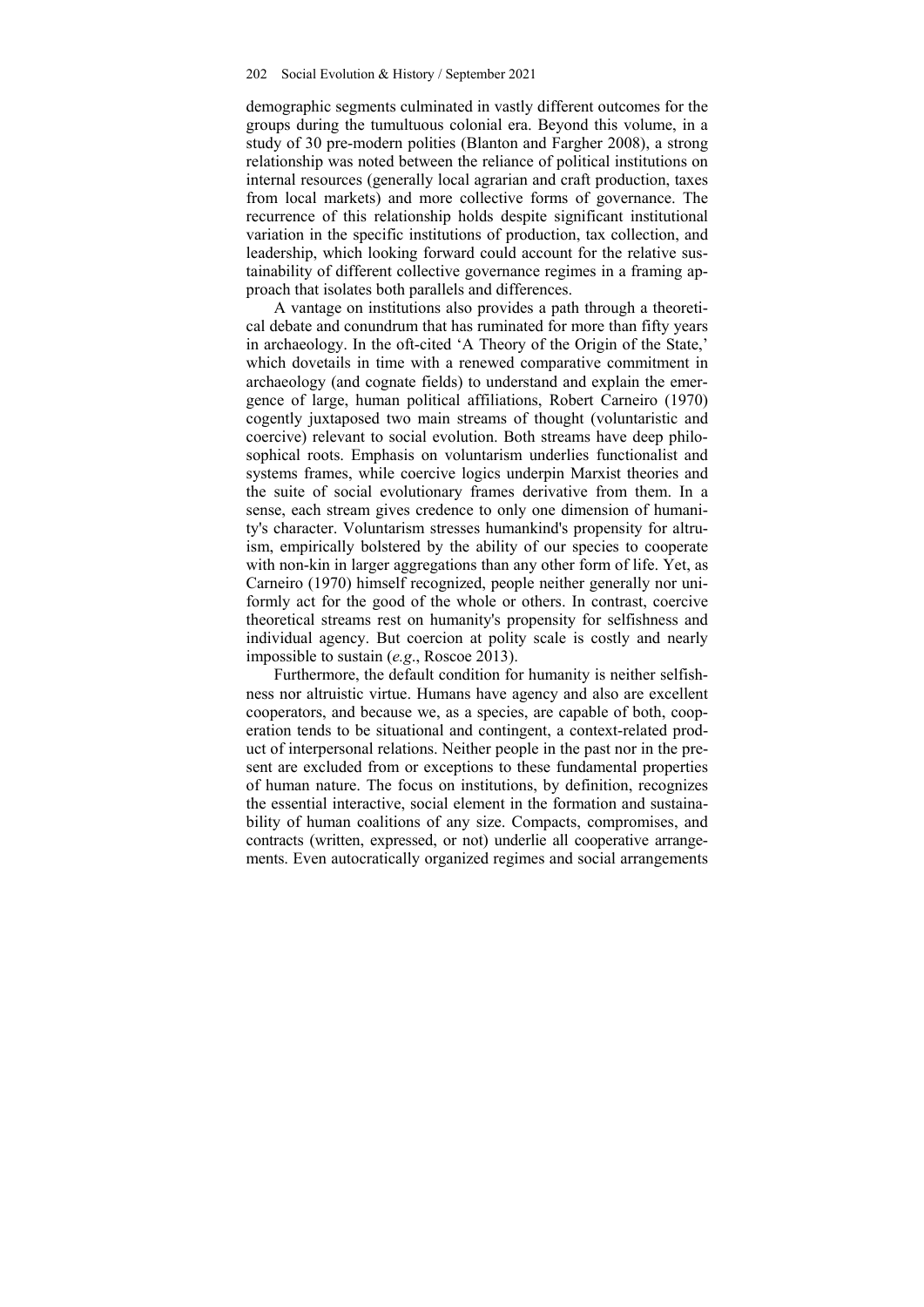demographic segments culminated in vastly different outcomes for the groups during the tumultuous colonial era. Beyond this volume, in a study of 30 pre-modern polities (Blanton and Fargher 2008), a strong relationship was noted between the reliance of political institutions on internal resources (generally local agrarian and craft production, taxes from local markets) and more collective forms of governance. The recurrence of this relationship holds despite significant institutional variation in the specific institutions of production, tax collection, and leadership, which looking forward could account for the relative sustainability of different collective governance regimes in a framing approach that isolates both parallels and differences.

A vantage on institutions also provides a path through a theoretical debate and conundrum that has ruminated for more than fifty years in archaeology. In the oft-cited 'A Theory of the Origin of the State,' which dovetails in time with a renewed comparative commitment in archaeology (and cognate fields) to understand and explain the emergence of large, human political affiliations, Robert Carneiro (1970) cogently juxtaposed two main streams of thought (voluntaristic and coercive) relevant to social evolution. Both streams have deep philosophical roots. Emphasis on voluntarism underlies functionalist and systems frames, while coercive logics underpin Marxist theories and the suite of social evolutionary frames derivative from them. In a sense, each stream gives credence to only one dimension of humanity's character. Voluntarism stresses humankind's propensity for altruism, empirically bolstered by the ability of our species to cooperate with non-kin in larger aggregations than any other form of life. Yet, as Carneiro (1970) himself recognized, people neither generally nor uniformly act for the good of the whole or others. In contrast, coercive theoretical streams rest on humanity's propensity for selfishness and individual agency. But coercion at polity scale is costly and nearly impossible to sustain (*e.g.*, Roscoe 2013).

Furthermore, the default condition for humanity is neither selfishness nor altruistic virtue. Humans have agency and also are excellent cooperators, and because we, as a species, are capable of both, cooperation tends to be situational and contingent, a context-related product of interpersonal relations. Neither people in the past nor in the present are excluded from or exceptions to these fundamental properties of human nature. The focus on institutions, by definition, recognizes the essential interactive, social element in the formation and sustainability of human coalitions of any size. Compacts, compromises, and contracts (written, expressed, or not) underlie all cooperative arrangements. Even autocratically organized regimes and social arrangements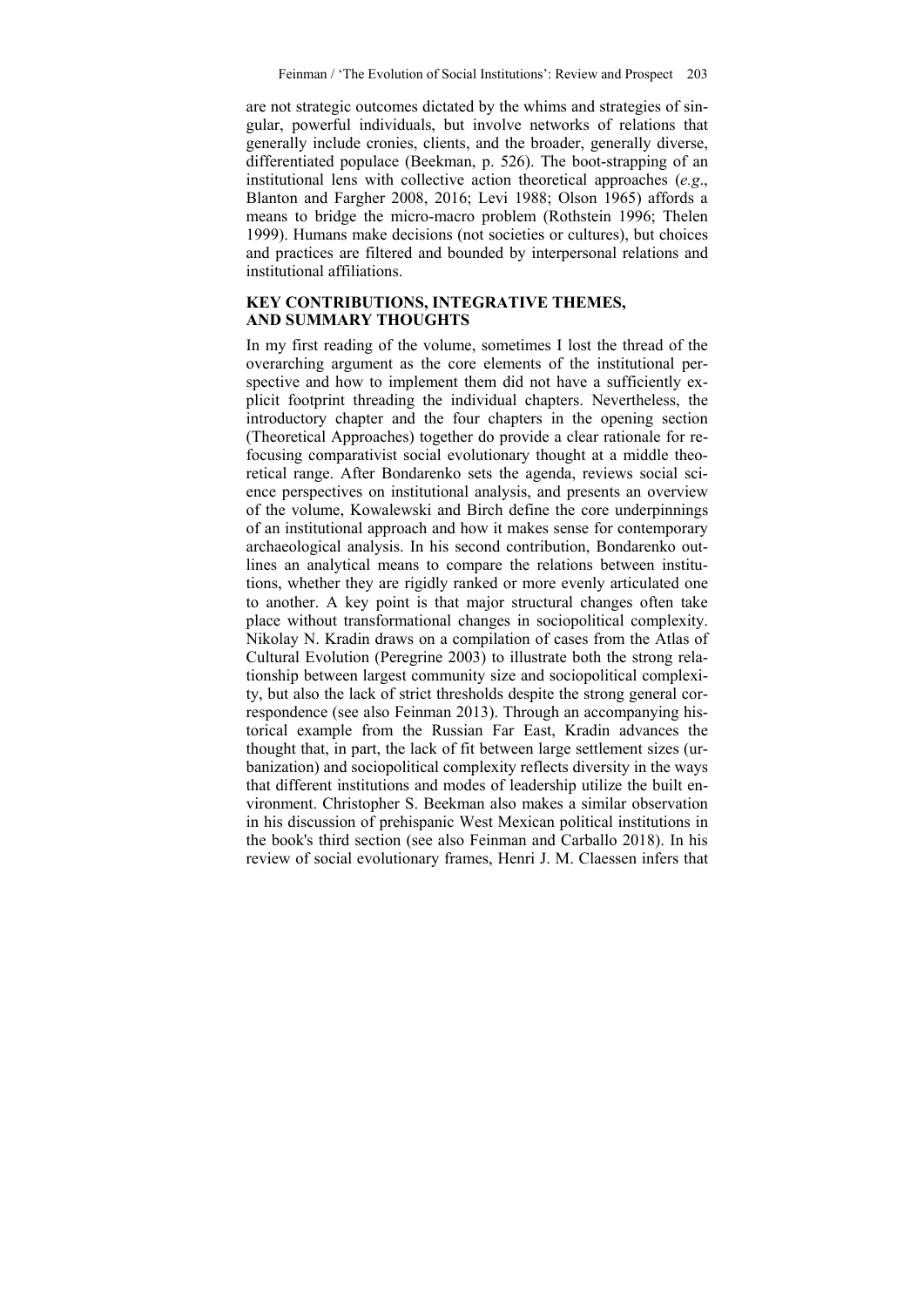are not strategic outcomes dictated by the whims and strategies of singular, powerful individuals, but involve networks of relations that generally include cronies, clients, and the broader, generally diverse, differentiated populace (Beekman, p. 526). The boot-strapping of an institutional lens with collective action theoretical approaches (*e.g*., Blanton and Fargher 2008, 2016; Levi 1988; Olson 1965) affords a means to bridge the micro-macro problem (Rothstein 1996; Thelen 1999). Humans make decisions (not societies or cultures), but choices and practices are filtered and bounded by interpersonal relations and institutional affiliations.

## KEY CONTRIBUTIONS, INTEGRATIVE THEMES, AND SUMMARY THOUGHTS

In my first reading of the volume, sometimes I lost the thread of the overarching argument as the core elements of the institutional perspective and how to implement them did not have a sufficiently explicit footprint threading the individual chapters. Nevertheless, the introductory chapter and the four chapters in the opening section (Theoretical Approaches) together do provide a clear rationale for refocusing comparativist social evolutionary thought at a middle theoretical range. After Bondarenko sets the agenda, reviews social science perspectives on institutional analysis, and presents an overview of the volume, Kowalewski and Birch define the core underpinnings of an institutional approach and how it makes sense for contemporary archaeological analysis. In his second contribution, Bondarenko outlines an analytical means to compare the relations between institutions, whether they are rigidly ranked or more evenly articulated one to another. A key point is that major structural changes often take place without transformational changes in sociopolitical complexity. Nikolay N. Kradin draws on a compilation of cases from the Atlas of Cultural Evolution (Peregrine 2003) to illustrate both the strong relationship between largest community size and sociopolitical complexity, but also the lack of strict thresholds despite the strong general correspondence (see also Feinman 2013). Through an accompanying historical example from the Russian Far East, Kradin advances the thought that, in part, the lack of fit between large settlement sizes (urbanization) and sociopolitical complexity reflects diversity in the ways that different institutions and modes of leadership utilize the built environment. Christopher S. Beekman also makes a similar observation in his discussion of prehispanic West Mexican political institutions in the book's third section (see also Feinman and Carballo 2018). In his review of social evolutionary frames, Henri J. M. Claessen infers that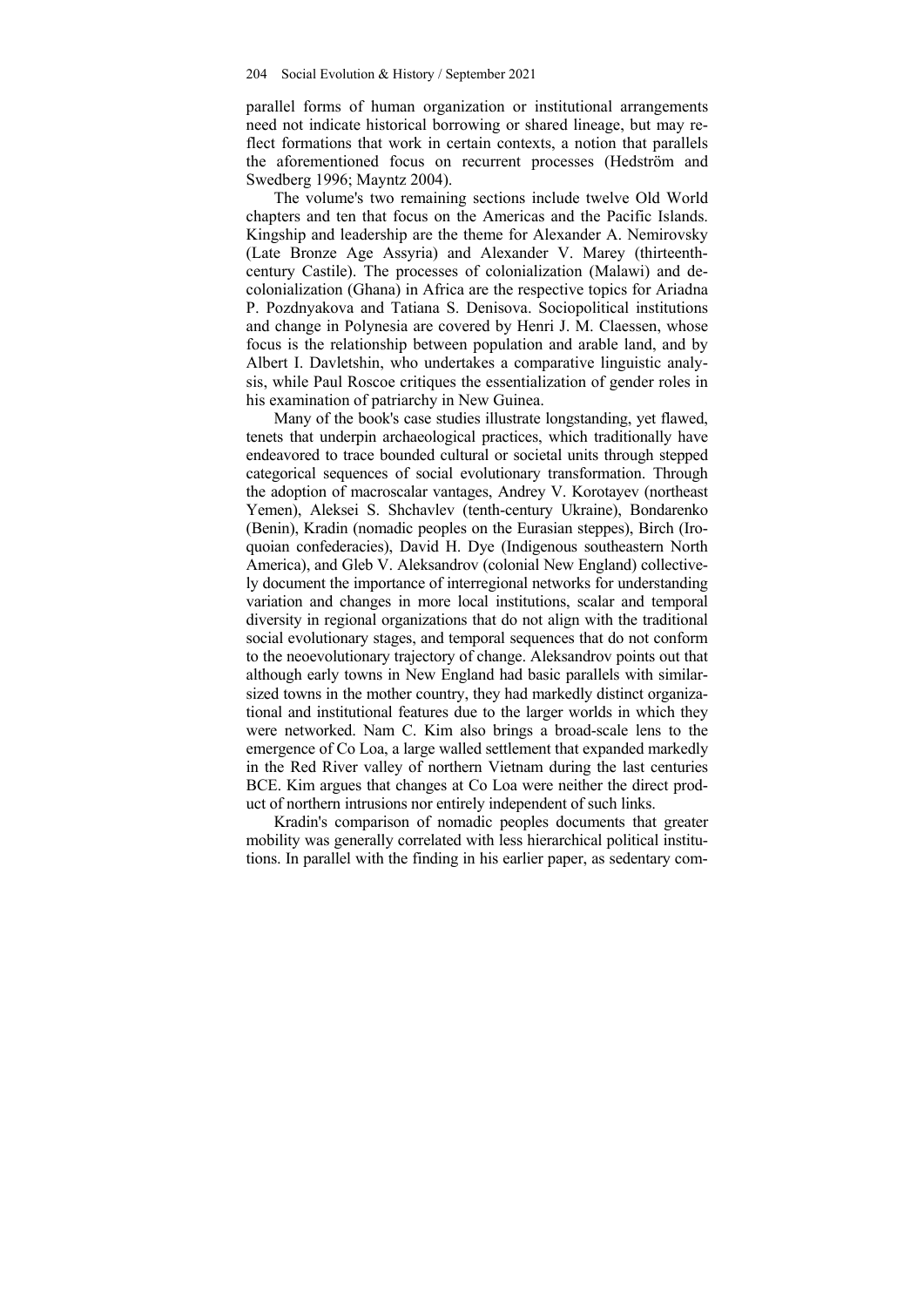parallel forms of human organization or institutional arrangements need not indicate historical borrowing or shared lineage, but may reflect formations that work in certain contexts, a notion that parallels the aforementioned focus on recurrent processes (Hedström and Swedberg 1996; Mayntz 2004).

The volume's two remaining sections include twelve Old World chapters and ten that focus on the Americas and the Pacific Islands. Kingship and leadership are the theme for Alexander A. Nemirovsky (Late Bronze Age Assyria) and Alexander V. Marey (thirteenth-century Castile). The processes of colonialization (Malawi) and decolonialization (Ghana) in Africa are the respective topics for Ariadna P. Pozdnyakova and Tatiana S. Denisova. Sociopolitical institutions and change in Polynesia are covered by Henri J. M. Claessen, whose focus is the relationship between population and arable land, and by Albert I. Davletshin, who undertakes a comparative linguistic analysis, while Paul Roscoe critiques the essentialization of gender roles in his examination of patriarchy in New Guinea.

Many of the book's case studies illustrate longstanding, yet flawed, tenets that underpin archaeological practices, which traditionally have endeavored to trace bounded cultural or societal units through stepped categorical sequences of social evolutionary transformation. Through the adoption of macroscalar vantages, Andrey V. Korotayev (northeast Yemen), Aleksei S. Shchavlev (tenth-century Ukraine), Bondarenko (Benin), Kradin (nomadic peoples on the Eurasian steppes), Birch (Iroquoian confederacies), David H. Dye (Indigenous southeastern North America), and Gleb V. Aleksandrov (colonial New England) collectively document the importance of interregional networks for understanding variation and changes in more local institutions, scalar and temporal diversity in regional organizations that do not align with the traditional social evolutionary stages, and temporal sequences that do not conform to the neoevolutionary trajectory of change. Aleksandrov points out that although early towns in New England had basic parallels with similar-sized towns in the mother country, they had markedly distinct organizational and institutional features due to the larger worlds in which they were networked. Nam C. Kim also brings a broad-scale lens to the emergence of Co Loa, a large walled settlement that expanded markedly in the Red River valley of northern Vietnam during the last centuries BCE. Kim argues that changes at Co Loa were neither the direct product of northern intrusions nor entirely independent of such links.

Kradin's comparison of nomadic peoples documents that greater mobility was generally correlated with less hierarchical political institutions. In parallel with the finding in his earlier paper, as sedentary com-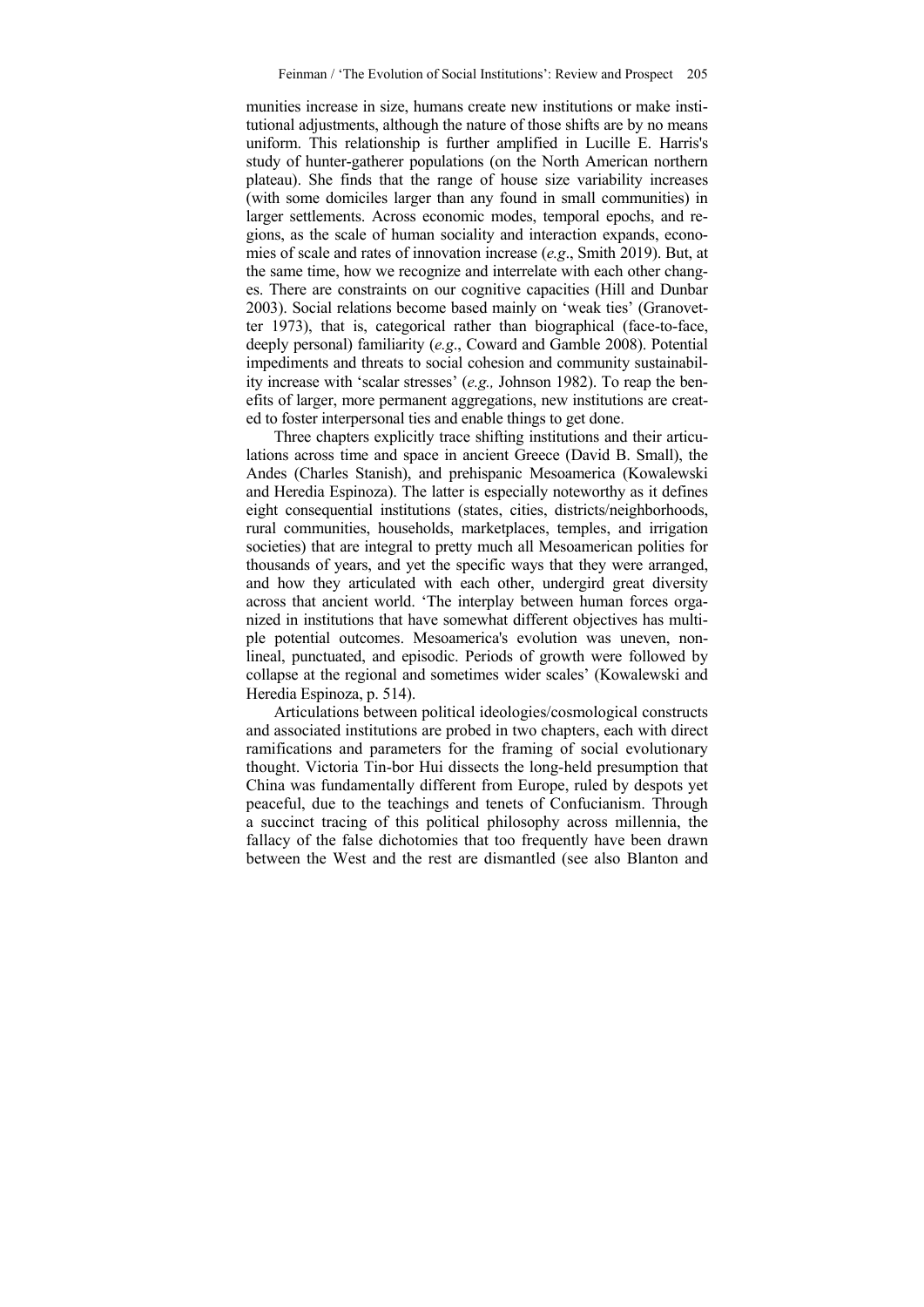munities increase in size, humans create new institutions or make institutional adjustments, although the nature of those shifts are by no means uniform. This relationship is further amplified in Lucille E. Harris's study of hunter-gatherer populations (on the North American northern plateau). She finds that the range of house size variability increases (with some domiciles larger than any found in small communities) in larger settlements. Across economic modes, temporal epochs, and regions, as the scale of human sociality and interaction expands, economies of scale and rates of innovation increase (*e.g*., Smith 2019). But, at the same time, how we recognize and interrelate with each other changes. There are constraints on our cognitive capacities (Hill and Dunbar 2003). Social relations become based mainly on 'weak ties' (Granovetter 1973), that is, categorical rather than biographical (face-to-face, deeply personal) familiarity (*e.g*., Coward and Gamble 2008). Potential impediments and threats to social cohesion and community sustainability increase with 'scalar stresses' (*e.g.,* Johnson 1982). To reap the benefits of larger, more permanent aggregations, new institutions are created to foster interpersonal ties and enable things to get done.

Three chapters explicitly trace shifting institutions and their articulations across time and space in ancient Greece (David B. Small), the Andes (Charles Stanish), and prehispanic Mesoamerica (Kowalewski and Heredia Espinoza). The latter is especially noteworthy as it defines eight consequential institutions (states, cities, districts/neighborhoods, rural communities, households, marketplaces, temples, and irrigation societies) that are integral to pretty much all Mesoamerican polities for thousands of years, and yet the specific ways that they were arranged, and how they articulated with each other, undergird great diversity across that ancient world. 'The interplay between human forces organized in institutions that have somewhat different objectives has multiple potential outcomes. Mesoamerica's evolution was uneven, nonlineal, punctuated, and episodic. Periods of growth were followed by collapse at the regional and sometimes wider scales' (Kowalewski and Heredia Espinoza, p. 514).

Articulations between political ideologies/cosmological constructs and associated institutions are probed in two chapters, each with direct ramifications and parameters for the framing of social evolutionary thought. Victoria Tin-bor Hui dissects the long-held presumption that China was fundamentally different from Europe, ruled by despots yet peaceful, due to the teachings and tenets of Confucianism. Through a succinct tracing of this political philosophy across millennia, the fallacy of the false dichotomies that too frequently have been drawn between the West and the rest are dismantled (see also Blanton and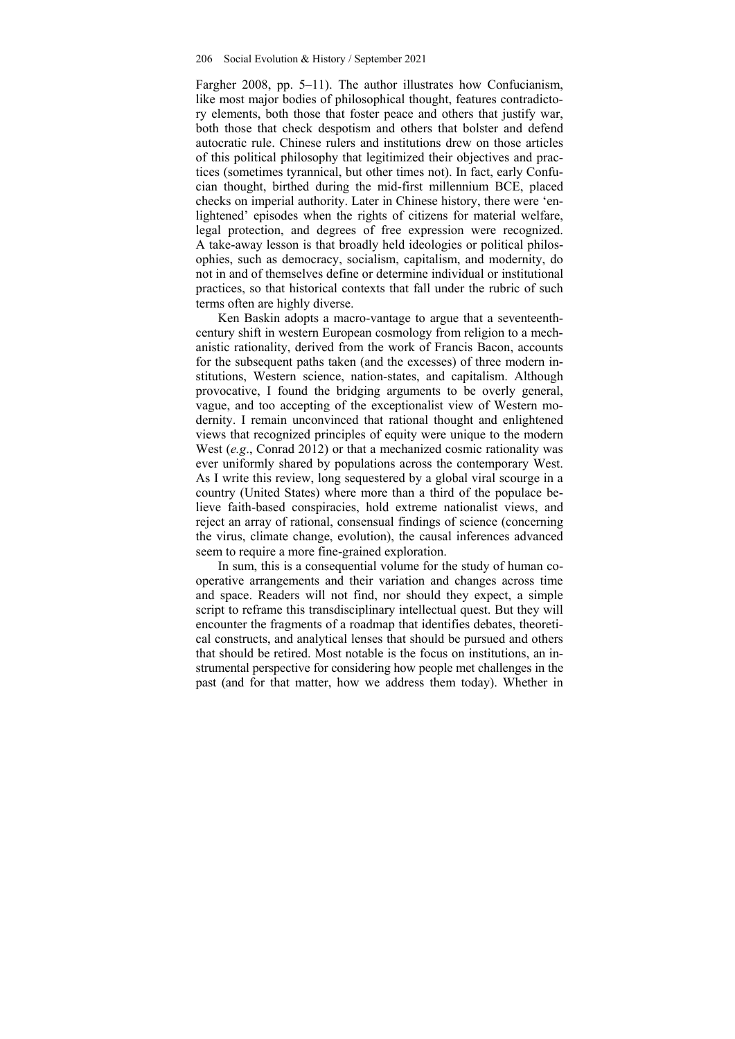Fargher 2008, pp. 5–11). The author illustrates how Confucianism, like most major bodies of philosophical thought, features contradictory elements, both those that foster peace and others that justify war, both those that check despotism and others that bolster and defend autocratic rule. Chinese rulers and institutions drew on those articles of this political philosophy that legitimized their objectives and practices (sometimes tyrannical, but other times not). In fact, early Confucian thought, birthed during the mid-first millennium BCE, placed checks on imperial authority. Later in Chinese history, there were 'enlightened' episodes when the rights of citizens for material welfare, legal protection, and degrees of free expression were recognized. A take-away lesson is that broadly held ideologies or political philosophies, such as democracy, socialism, capitalism, and modernity, do not in and of themselves define or determine individual or institutional practices, so that historical contexts that fall under the rubric of such terms often are highly diverse.

Ken Baskin adopts a macro-vantage to argue that a seventeenth-century shift in western European cosmology from religion to a mechanistic rationality, derived from the work of Francis Bacon, accounts for the subsequent paths taken (and the excesses) of three modern institutions, Western science, nation-states, and capitalism. Although provocative, I found the bridging arguments to be overly general, vague, and too accepting of the exceptionalist view of Western modernity. I remain unconvinced that rational thought and enlightened views that recognized principles of equity were unique to the modern West (*e.g*., Conrad 2012) or that a mechanized cosmic rationality was ever uniformly shared by populations across the contemporary West. As I write this review, long sequestered by a global viral scourge in a country (United States) where more than a third of the populace believe faith-based conspiracies, hold extreme nationalist views, and reject an array of rational, consensual findings of science (concerning the virus, climate change, evolution), the causal inferences advanced seem to require a more fine-grained exploration.

In sum, this is a consequential volume for the study of human cooperative arrangements and their variation and changes across time and space. Readers will not find, nor should they expect, a simple script to reframe this transdisciplinary intellectual quest. But they will encounter the fragments of a roadmap that identifies debates, theoretical constructs, and analytical lenses that should be pursued and others that should be retired. Most notable is the focus on institutions, an instrumental perspective for considering how people met challenges in the past (and for that matter, how we address them today). Whether in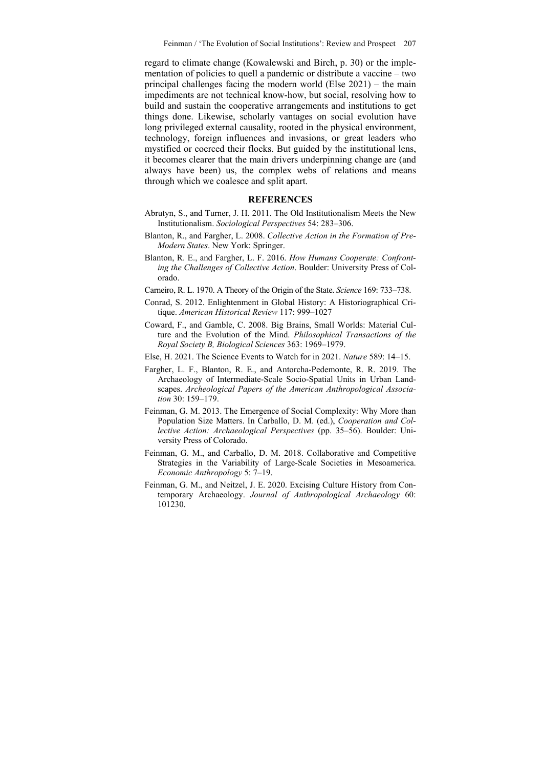regard to climate change (Kowalewski and Birch, p. 30) or the implementation of policies to quell a pandemic or distribute a vaccine – two principal challenges facing the modern world (Else 2021) – the main impediments are not technical know-how, but social, resolving how to build and sustain the cooperative arrangements and institutions to get things done. Likewise, scholarly vantages on social evolution have long privileged external causality, rooted in the physical environment, technology, foreign influences and invasions, or great leaders who mystified or coerced their flocks. But guided by the institutional lens, it becomes clearer that the main drivers underpinning change are (and always have been) us, the complex webs of relations and means through which we coalesce and split apart.

## REFERENCES

Abrutyn, S., and Turner, J. H. 2011. The Old Institutionalism Meets the New Institutionalism. *Sociological Perspectives* 54: 283–306.

Blanton, R., and Fargher, L. 2008. *Collective Action in the Formation of Pre-Modern States*. New York: Springer.

Blanton, R. E., and Fargher, L. F. 2016. *How Humans Cooperate: Confronting the Challenges of Collective Action*. Boulder: University Press of Colorado.

Carneiro, R. L. 1970. A Theory of the Origin of the State. *Science* 169: 733–738.

Conrad, S. 2012. Enlightenment in Global History: A Historiographical Critique. *American Historical Review* 117: 999–1027

Coward, F., and Gamble, C. 2008. Big Brains, Small Worlds: Material Culture and the Evolution of the Mind. *Philosophical Transactions of the Royal Society B, Biological Sciences* 363: 1969–1979.

Else, H. 2021. The Science Events to Watch for in 2021. *Nature* 589: 14–15.

Fargher, L. F., Blanton, R. E., and Antorcha-Pedemonte, R. R. 2019. The Archaeology of Intermediate-Scale Socio-Spatial Units in Urban Landscapes. *Archeological Papers of the American Anthropological Association* 30: 159–179.

Feinman, G. M. 2013. The Emergence of Social Complexity: Why More than Population Size Matters. In Carballo, D. M. (ed.), *Cooperation and Collective Action: Archaeological Perspectives* (pp. 35–56). Boulder: University Press of Colorado.

Feinman, G. M., and Carballo, D. M. 2018. Collaborative and Competitive Strategies in the Variability of Large-Scale Societies in Mesoamerica. *Economic Anthropology* 5: 7–19.

Feinman, G. M., and Neitzel, J. E. 2020. Excising Culture History from Contemporary Archaeology. *Journal of Anthropological Archaeology* 60: 101230.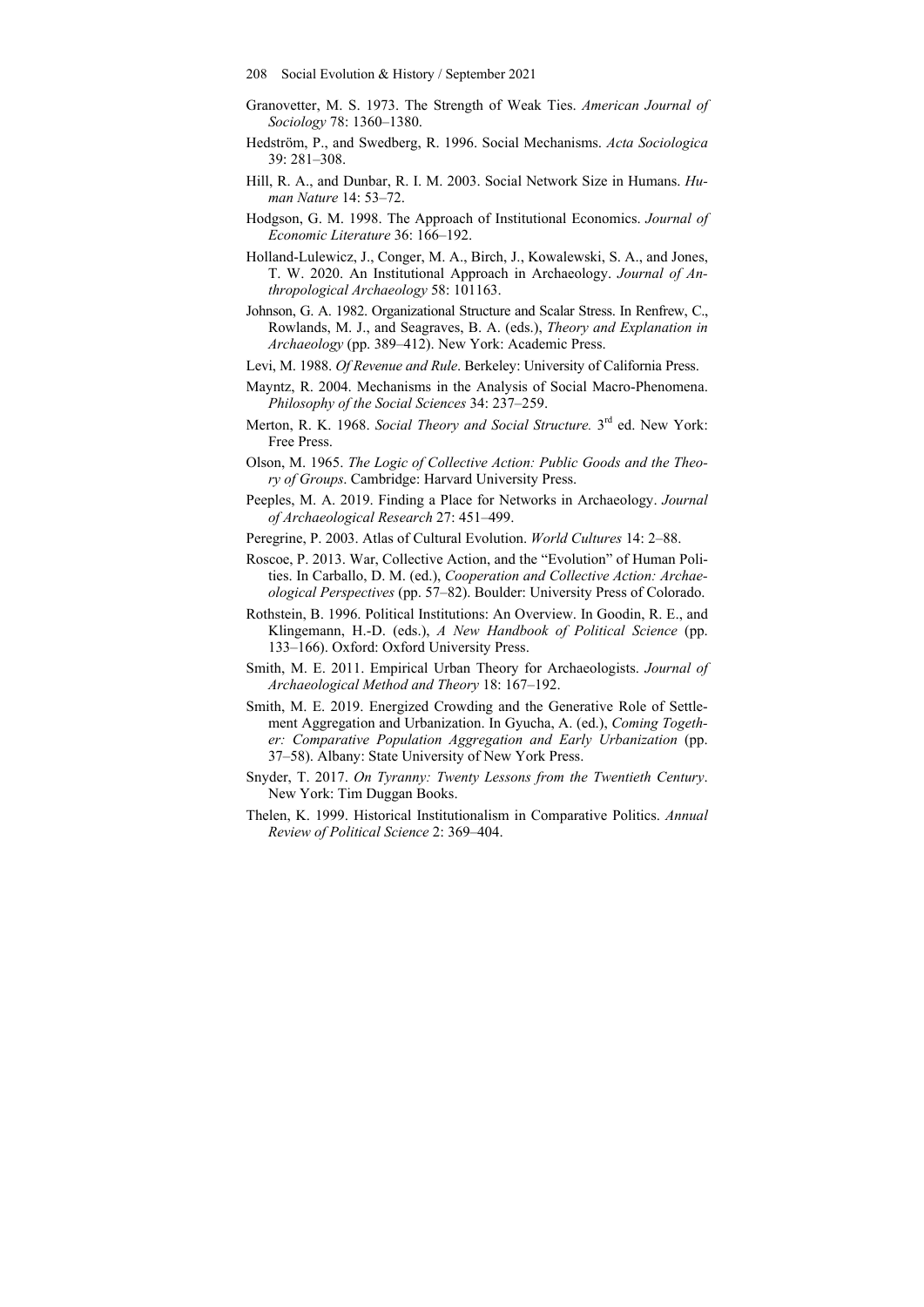Granovetter, M. S. 1973. The Strength of Weak Ties. *American Journal of Sociology* 78: 1360–1380.

Hedström, P., and Swedberg, R. 1996. Social Mechanisms. *Acta Sociologica* 39: 281–308.

Hill, R. A., and Dunbar, R. I. M. 2003. Social Network Size in Humans. *Human Nature* 14: 53–72.

Hodgson, G. M. 1998. The Approach of Institutional Economics. *Journal of Economic Literature* 36: 166–192.

Holland-Lulewicz, J., Conger, M. A., Birch, J., Kowalewski, S. A., and Jones, T. W. 2020. An Institutional Approach in Archaeology. *Journal of Anthropological Archaeology* 58: 101163.

Johnson, G. A. 1982. Organizational Structure and Scalar Stress. In Renfrew, C., Rowlands, M. J., and Seagraves, B. A. (eds.), *Theory and Explanation in Archaeology* (pp. 389–412). New York: Academic Press.

Levi, M. 1988. *Of Revenue and Rule*. Berkeley: University of California Press.

Mayntz, R. 2004. Mechanisms in the Analysis of Social Macro-Phenomena. *Philosophy of the Social Sciences* 34: 237–259.

Merton, R. K. 1968. *Social Theory and Social Structure.* 3rd ed. New York: Free Press.

Olson, M. 1965. *The Logic of Collective Action: Public Goods and the Theory of Groups*. Cambridge: Harvard University Press.

Peeples, M. A. 2019. Finding a Place for Networks in Archaeology. *Journal of Archaeological Research* 27: 451–499.

Peregrine, P. 2003. Atlas of Cultural Evolution. *World Cultures* 14: 2–88.

Roscoe, P. 2013. War, Collective Action, and the "Evolution" of Human Polities. In Carballo, D. M. (ed.), *Cooperation and Collective Action: Archaeological Perspectives* (pp. 57–82). Boulder: University Press of Colorado.

Rothstein, B. 1996. Political Institutions: An Overview. In Goodin, R. E., and Klingemann, H.-D. (eds.), *A New Handbook of Political Science* (pp. 133–166). Oxford: Oxford University Press.

Smith, M. E. 2011. Empirical Urban Theory for Archaeologists. *Journal of Archaeological Method and Theory* 18: 167–192.

Smith, M. E. 2019. Energized Crowding and the Generative Role of Settlement Aggregation and Urbanization. In Gyucha, A. (ed.), *Coming Together: Comparative Population Aggregation and Early Urbanization* (pp. 37–58). Albany: State University of New York Press.

Snyder, T. 2017. *On Tyranny: Twenty Lessons from the Twentieth Century*. New York: Tim Duggan Books.

Thelen, K. 1999. Historical Institutionalism in Comparative Politics. *Annual Review of Political Science* 2: 369–404.